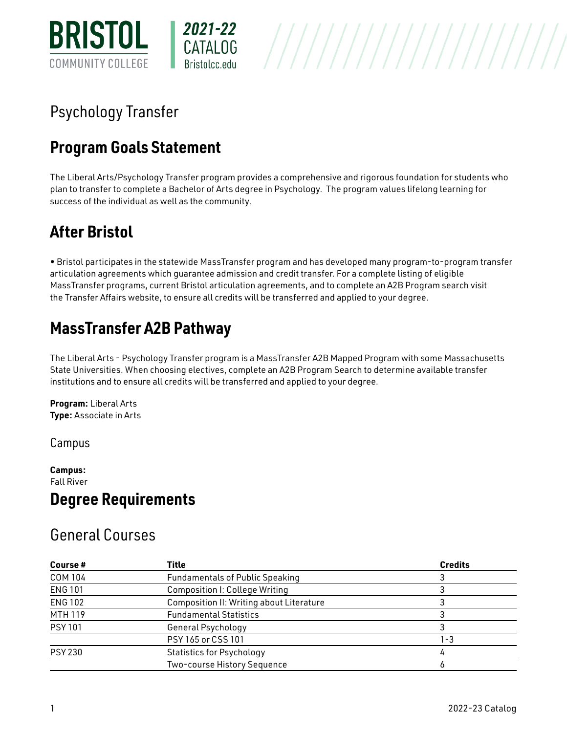# Psychology Transfer

## Program Goals Statement

The Liberal Arts/Psychology Transfer program provides a comprehensive and rigorous foundation for students who plan to transfer to complete a Bachelor of Arts degree in Psychology. The program values lifelong learning for success of the individual as well as the community.

## After Bristol

• Bristol participates in the statewide MassTransfer program and has developed many program-to-program transfer articulation agreements which guarantee admission and credit transfer. For a complete listing of eligible MassTransfer programs, current Bristol articulation agreements, and to complete an A2B Program search visit the Transfer Affairs website, to ensure all credits will be transferred and applied to your degree.

## MassTransfer A2B Pathway

The Liberal Arts - Psychology Transfer program is a MassTransfer A2B Mapped Program with some Massachusetts State Universities. When choosing electives, complete an A2B Program Search to determine available transfer institutions and to ensure all credits will be transferred and applied to your degree.

**Program:** Liberal Arts
**Type:** Associate in Arts

### Campus

**Campus:**
Fall River

## Degree Requirements

### General Courses

| Course # | Title | Credits |
|---|---|---|
| COM 104 | Fundamentals of Public Speaking | 3 |
| ENG 101 | Composition I: College Writing | 3 |
| ENG 102 | Composition II: Writing about Literature | 3 |
| MTH 119 | Fundamental Statistics | 3 |
| PSY 101 | General Psychology | 3 |
| | PSY 165 or CSS 101 | 1-3 |
| PSY 230 | Statistics for Psychology | 4 |
| | Two-course History Sequence | 6 |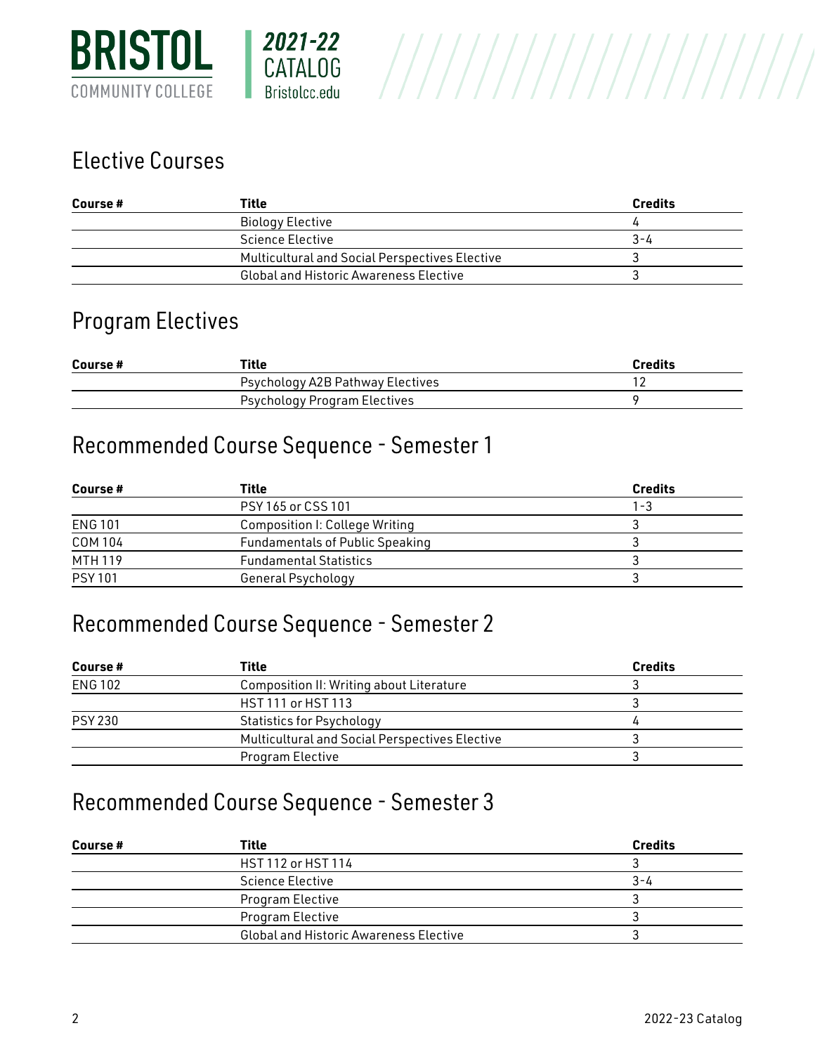## Elective Courses

| Course # | Title | Credits |
|---|---|---|
| | Biology Elective | 4 |
| | Science Elective | 3-4 |
| | Multicultural and Social Perspectives Elective | 3 |
| | Global and Historic Awareness Elective | 3 |

## Program Electives

| Course # | Title | Credits |
|---|---|---|
| | Psychology A2B Pathway Electives | 12 |
| | Psychology Program Electives | 9 |

## Recommended Course Sequence - Semester 1

| Course # | Title | Credits |
|---|---|---|
| | PSY 165 or CSS 101 | 1-3 |
| ENG 101 | Composition I: College Writing | 3 |
| COM 104 | Fundamentals of Public Speaking | 3 |
| MTH 119 | Fundamental Statistics | 3 |
| PSY 101 | General Psychology | 3 |

## Recommended Course Sequence - Semester 2

| Course # | Title | Credits |
|---|---|---|
| ENG 102 | Composition II: Writing about Literature | 3 |
| | HST 111 or HST 113 | 3 |
| PSY 230 | Statistics for Psychology | 4 |
| | Multicultural and Social Perspectives Elective | 3 |
| | Program Elective | 3 |

## Recommended Course Sequence - Semester 3

| Course # | Title | Credits |
|---|---|---|
| | HST 112 or HST 114 | 3 |
| | Science Elective | 3-4 |
| | Program Elective | 3 |
| | Program Elective | 3 |
| | Global and Historic Awareness Elective | 3 |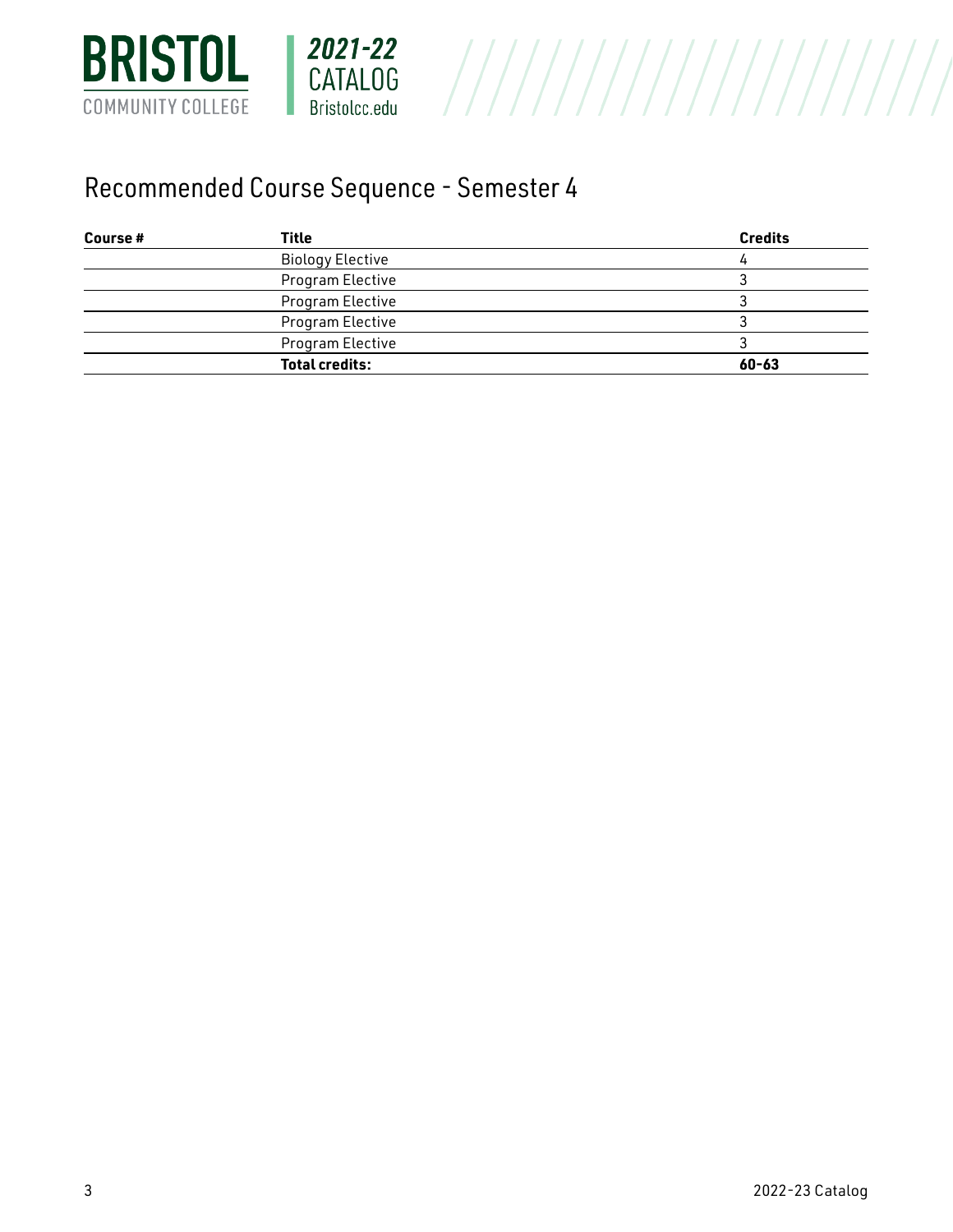## Recommended Course Sequence - Semester 4

| Course # | Title | Credits |
|---|---|---|
| | Biology Elective | 4 |
| | Program Elective | 3 |
| | Program Elective | 3 |
| | Program Elective | 3 |
| | Program Elective | 3 |
| | **Total credits:** | **60-63** |